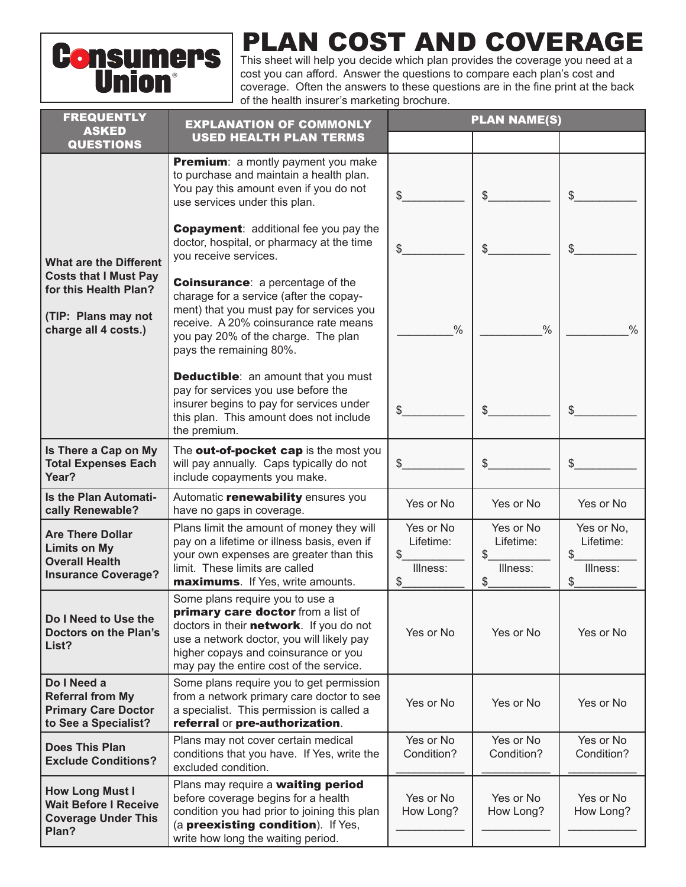Consumers Union®

# PLAN COST AND COVERAGE

This sheet will help you decide which plan provides the coverage you need at a cost you can afford. Answer the questions to compare each plan's cost and coverage. Often the answers to these questions are in the fine print at the back of the health insurer's marketing brochure.

| FREQUENTLY ASKED QUESTIONS | EXPLANATION OF COMMONLY USED HEALTH PLAN TERMS | PLAN NAME(S) | | |
|---|---|---|---|---|
| | | | | |
| **What are the Different Costs that I Must Pay for this Health Plan?** **(TIP: Plans may not charge all 4 costs.)** | **Premium**: a montly payment you make to purchase and maintain a health plan. You pay this amount even if you do not use services under this plan. | $__________ | $__________ | $__________ |
| | **Copayment**: additional fee you pay the doctor, hospital, or pharmacy at the time you receive services. | $__________ | $__________ | $__________ |
| | **Coinsurance**: a percentage of the charage for a service (after the copayment) that you must pay for services you receive. A 20% coinsurance rate means you pay 20% of the charge. The plan pays the remaining 80%. | _________% | _________% | _________% |
| | **Deductible**: an amount that you must pay for services you use before the insurer begins to pay for services under this plan. This amount does not include the premium. | $__________ | $__________ | $__________ |
| **Is There a Cap on My Total Expenses Each Year?** | The **out-of-pocket cap** is the most you will pay annually. Caps typically do not include copayments you make. | $__________ | $__________ | $__________ |
| **Is the Plan Automatically Renewable?** | Automatic **renewability** ensures you have no gaps in coverage. | Yes or No | Yes or No | Yes or No |
| **Are There Dollar Limits on My Overall Health Insurance Coverage?** | Plans limit the amount of money they will pay on a lifetime or illness basis, even if your own expenses are greater than this limit. These limits are called **maximums**. If Yes, write amounts. | Yes or No Lifetime: $__________ Illness: $__________ | Yes or No Lifetime: $__________ Illness: $__________ | Yes or No, Lifetime: $__________ Illness: $__________ |
| **Do I Need to Use the Doctors on the Plan's List?** | Some plans require you to use a **primary care doctor** from a list of doctors in their **network**. If you do not use a network doctor, you will likely pay higher copays and coinsurance or you may pay the entire cost of the service. | Yes or No | Yes or No | Yes or No |
| **Do I Need a Referral from My Primary Care Doctor to See a Specialist?** | Some plans require you to get permission from a network primary care doctor to see a specialist. This permission is called a **referral** or **pre-authorization**. | Yes or No | Yes or No | Yes or No |
| **Does This Plan Exclude Conditions?** | Plans may not cover certain medical conditions that you have. If Yes, write the excluded condition. | Yes or No Condition? ___________ | Yes or No Condition? ___________ | Yes or No Condition? ___________ |
| **How Long Must I Wait Before I Receive Coverage Under This Plan?** | Plans may require a **waiting period** before coverage begins for a health condition you had prior to joining this plan (a **preexisting condition**). If Yes, write how long the waiting period. | Yes or No How Long? ___________ | Yes or No How Long? ___________ | Yes or No How Long? ___________ |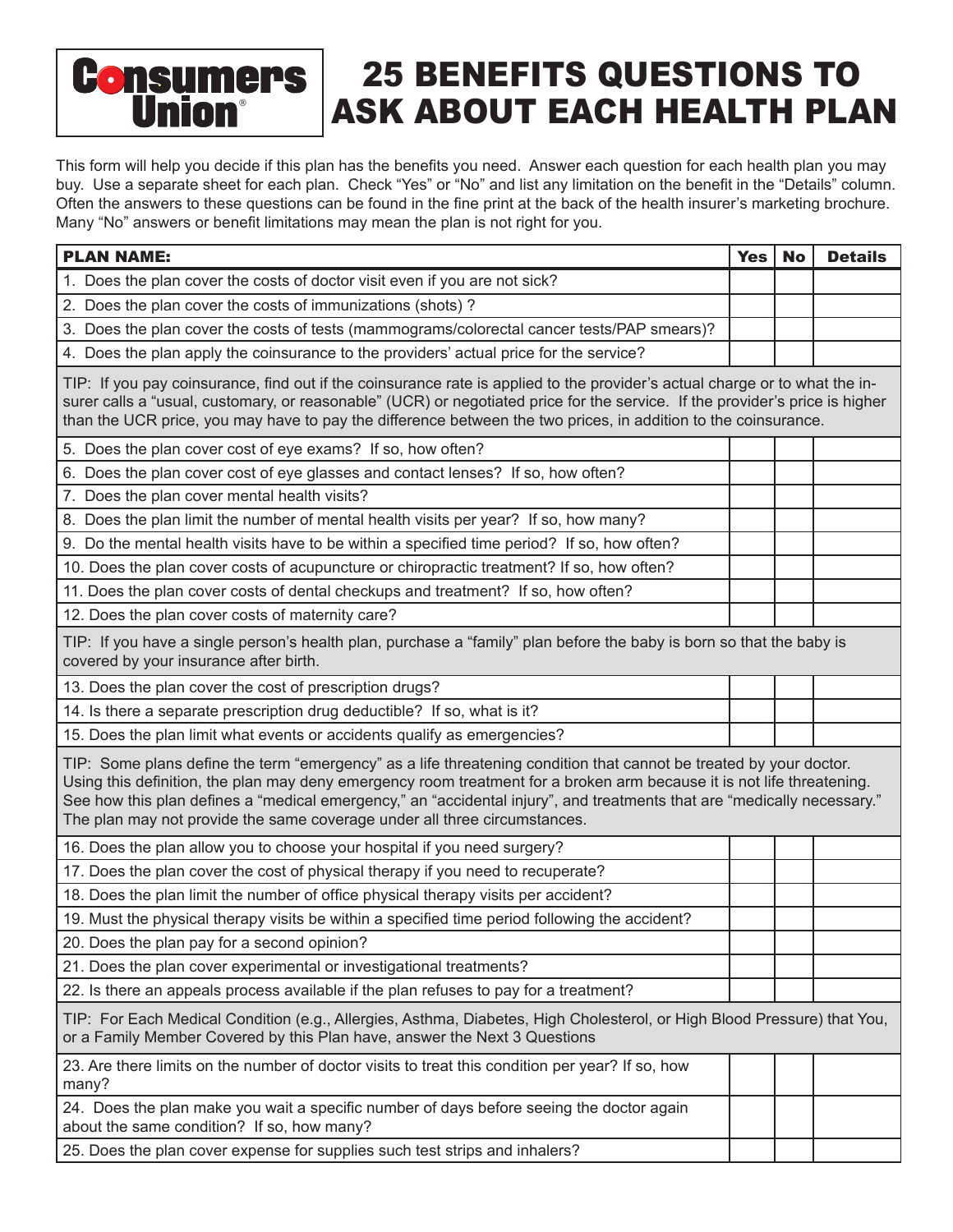Consumers Union®

# 25 BENEFITS QUESTIONS TO ASK ABOUT EACH HEALTH PLAN

This form will help you decide if this plan has the benefits you need. Answer each question for each health plan you may buy. Use a separate sheet for each plan. Check "Yes" or "No" and list any limitation on the benefit in the "Details" column. Often the answers to these questions can be found in the fine print at the back of the health insurer's marketing brochure. Many "No" answers or benefit limitations may mean the plan is not right for you.

| PLAN NAME: | Yes | No | Details |
|---|---|---|---|
| 1. Does the plan cover the costs of doctor visit even if you are not sick? | | | |
| 2. Does the plan cover the costs of immunizations (shots) ? | | | |
| 3. Does the plan cover the costs of tests (mammograms/colorectal cancer tests/PAP smears)? | | | |
| 4. Does the plan apply the coinsurance to the providers' actual price for the service? | | | |
| TIP: If you pay coinsurance, find out if the coinsurance rate is applied to the provider's actual charge or to what the insurer calls a "usual, customary, or reasonable" (UCR) or negotiated price for the service. If the provider's price is higher than the UCR price, you may have to pay the difference between the two prices, in addition to the coinsurance. | | | |
| 5. Does the plan cover cost of eye exams? If so, how often? | | | |
| 6. Does the plan cover cost of eye glasses and contact lenses? If so, how often? | | | |
| 7. Does the plan cover mental health visits? | | | |
| 8. Does the plan limit the number of mental health visits per year? If so, how many? | | | |
| 9. Do the mental health visits have to be within a specified time period? If so, how often? | | | |
| 10. Does the plan cover costs of acupuncture or chiropractic treatment? If so, how often? | | | |
| 11. Does the plan cover costs of dental checkups and treatment? If so, how often? | | | |
| 12. Does the plan cover costs of maternity care? | | | |
| TIP: If you have a single person's health plan, purchase a "family" plan before the baby is born so that the baby is covered by your insurance after birth. | | | |
| 13. Does the plan cover the cost of prescription drugs? | | | |
| 14. Is there a separate prescription drug deductible? If so, what is it? | | | |
| 15. Does the plan limit what events or accidents qualify as emergencies? | | | |
| TIP: Some plans define the term "emergency" as a life threatening condition that cannot be treated by your doctor. Using this definition, the plan may deny emergency room treatment for a broken arm because it is not life threatening. See how this plan defines a "medical emergency," an "accidental injury", and treatments that are "medically necessary." The plan may not provide the same coverage under all three circumstances. | | | |
| 16. Does the plan allow you to choose your hospital if you need surgery? | | | |
| 17. Does the plan cover the cost of physical therapy if you need to recuperate? | | | |
| 18. Does the plan limit the number of office physical therapy visits per accident? | | | |
| 19. Must the physical therapy visits be within a specified time period following the accident? | | | |
| 20. Does the plan pay for a second opinion? | | | |
| 21. Does the plan cover experimental or investigational treatments? | | | |
| 22. Is there an appeals process available if the plan refuses to pay for a treatment? | | | |
| TIP: For Each Medical Condition (e.g., Allergies, Asthma, Diabetes, High Cholesterol, or High Blood Pressure) that You, or a Family Member Covered by this Plan have, answer the Next 3 Questions | | | |
| 23. Are there limits on the number of doctor visits to treat this condition per year? If so, how many? | | | |
| 24. Does the plan make you wait a specific number of days before seeing the doctor again about the same condition? If so, how many? | | | |
| 25. Does the plan cover expense for supplies such test strips and inhalers? | | | |